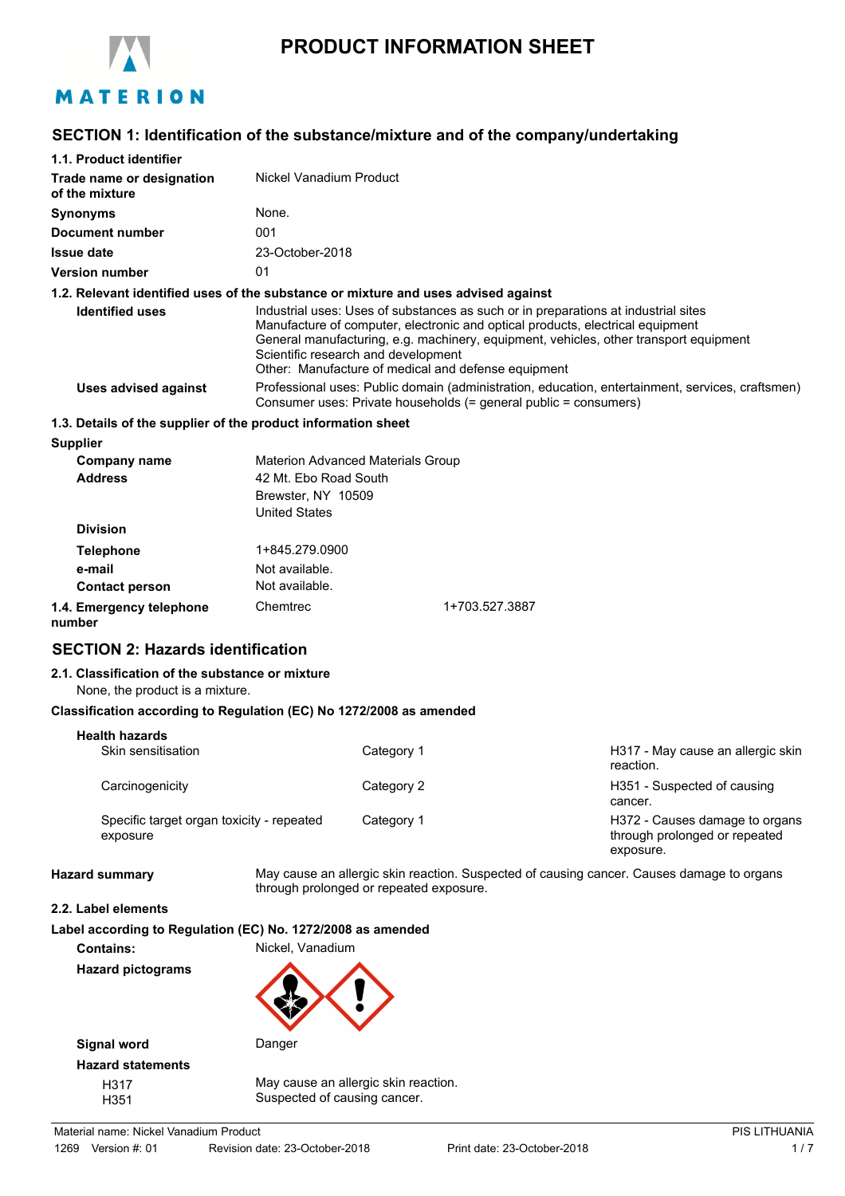# PRODUCT INFORMATION SHEET

## SECTION 1: Identification of the substance/mixture and of the company/undertaking

### 1.1. Product identifier

| | |
|---|---|
| **Trade name or designation of the mixture** | Nickel Vanadium Product |
| **Synonyms** | None. |
| **Document number** | 001 |
| **Issue date** | 23-October-2018 |
| **Version number** | 01 |

### 1.2. Relevant identified uses of the substance or mixture and uses advised against

**Identified uses**
Industrial uses: Uses of substances as such or in preparations at industrial sites
Manufacture of computer, electronic and optical products, electrical equipment
General manufacturing, e.g. machinery, equipment, vehicles, other transport equipment
Scientific research and development
Other: Manufacture of medical and defense equipment

**Uses advised against**
Professional uses: Public domain (administration, education, entertainment, services, craftsmen)
Consumer uses: Private households (= general public = consumers)

### 1.3. Details of the supplier of the product information sheet

**Supplier**

| | |
|---|---|
| **Company name** | Materion Advanced Materials Group |
| **Address** | 42 Mt. Ebo Road South<br>Brewster, NY 10509<br>United States |
| **Division** | |
| **Telephone** | 1+845.279.0900 |
| **e-mail** | Not available. |
| **Contact person** | Not available. |

**1.4. Emergency telephone number** Chemtrec 1+703.527.3887

## SECTION 2: Hazards identification

### 2.1. Classification of the substance or mixture

None, the product is a mixture.

**Classification according to Regulation (EC) No 1272/2008 as amended**

**Health hazards**

| | | |
|---|---|---|
| Skin sensitisation | Category 1 | H317 - May cause an allergic skin reaction. |
| Carcinogenicity | Category 2 | H351 - Suspected of causing cancer. |
| Specific target organ toxicity - repeated exposure | Category 1 | H372 - Causes damage to organs through prolonged or repeated exposure. |

**Hazard summary** May cause an allergic skin reaction. Suspected of causing cancer. Causes damage to organs through prolonged or repeated exposure.

### 2.2. Label elements

**Label according to Regulation (EC) No. 1272/2008 as amended**

**Contains:** Nickel, Vanadium

**Hazard pictograms**

**Signal word** Danger

**Hazard statements**

| | |
|---|---|
| H317 | May cause an allergic skin reaction. |
| H351 | Suspected of causing cancer. |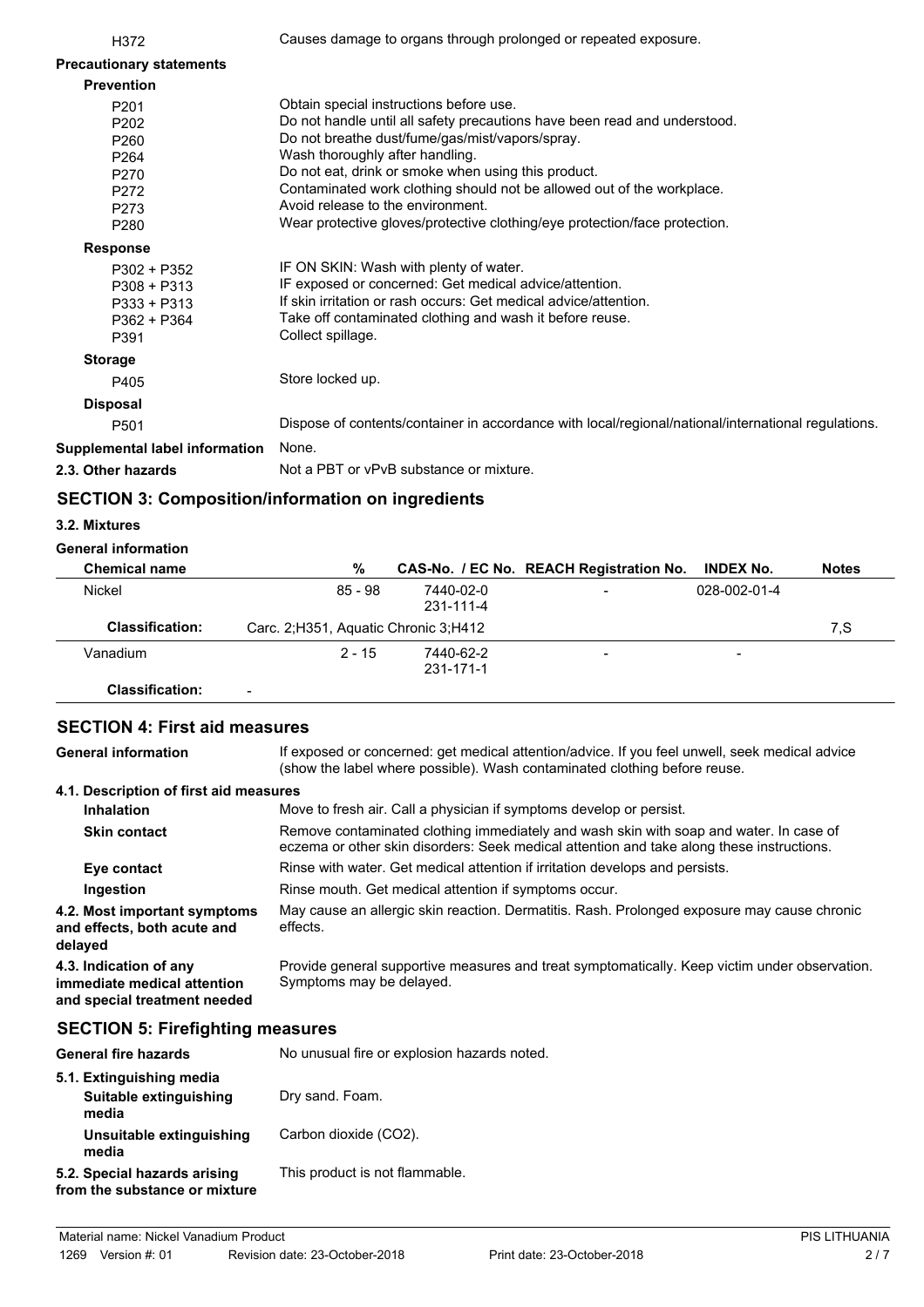| | |
|---|---|
| H372 | Causes damage to organs through prolonged or repeated exposure. |

**Precautionary statements**

**Prevention**

| | |
|---|---|
| P201 | Obtain special instructions before use. |
| P202 | Do not handle until all safety precautions have been read and understood. |
| P260 | Do not breathe dust/fume/gas/mist/vapors/spray. |
| P264 | Wash thoroughly after handling. |
| P270 | Do not eat, drink or smoke when using this product. |
| P272 | Contaminated work clothing should not be allowed out of the workplace. |
| P273 | Avoid release to the environment. |
| P280 | Wear protective gloves/protective clothing/eye protection/face protection. |

**Response**

| | |
|---|---|
| P302 + P352 | IF ON SKIN: Wash with plenty of water. |
| P308 + P313 | IF exposed or concerned: Get medical advice/attention. |
| P333 + P313 | If skin irritation or rash occurs: Get medical advice/attention. |
| P362 + P364 | Take off contaminated clothing and wash it before reuse. |
| P391 | Collect spillage. |

**Storage**

| | |
|---|---|
| P405 | Store locked up. |

**Disposal**

| | |
|---|---|
| P501 | Dispose of contents/container in accordance with local/regional/national/international regulations. |

**Supplemental label information** None.

**2.3. Other hazards** Not a PBT or vPvB substance or mixture.

## SECTION 3: Composition/information on ingredients

**3.2. Mixtures**

**General information**

| Chemical name | % | CAS-No. / EC No. | REACH Registration No. | INDEX No. | Notes |
|---|---|---|---|---|---|
| Nickel | 85 - 98 | 7440-02-0 231-111-4 | - | 028-002-01-4 | |
| **Classification:** | Carc. 2;H351, Aquatic Chronic 3;H412 | | | | 7,S |
| Vanadium | 2 - 15 | 7440-62-2 231-171-1 | - | - | |
| **Classification:** | - | | | | |

## SECTION 4: First aid measures

**General information** If exposed or concerned: get medical attention/advice. If you feel unwell, seek medical advice (show the label where possible). Wash contaminated clothing before reuse.

**4.1. Description of first aid measures**

**Inhalation** Move to fresh air. Call a physician if symptoms develop or persist.

**Skin contact** Remove contaminated clothing immediately and wash skin with soap and water. In case of eczema or other skin disorders: Seek medical attention and take along these instructions.

**Eye contact** Rinse with water. Get medical attention if irritation develops and persists.

**Ingestion** Rinse mouth. Get medical attention if symptoms occur.

**4.2. Most important symptoms and effects, both acute and delayed** May cause an allergic skin reaction. Dermatitis. Rash. Prolonged exposure may cause chronic effects.

**4.3. Indication of any immediate medical attention and special treatment needed** Provide general supportive measures and treat symptomatically. Keep victim under observation. Symptoms may be delayed.

## SECTION 5: Firefighting measures

**General fire hazards** No unusual fire or explosion hazards noted.

**5.1. Extinguishing media**

**Suitable extinguishing media** Dry sand. Foam.

**Unsuitable extinguishing media** Carbon dioxide ($CO_2$).

**5.2. Special hazards arising from the substance or mixture** This product is not flammable.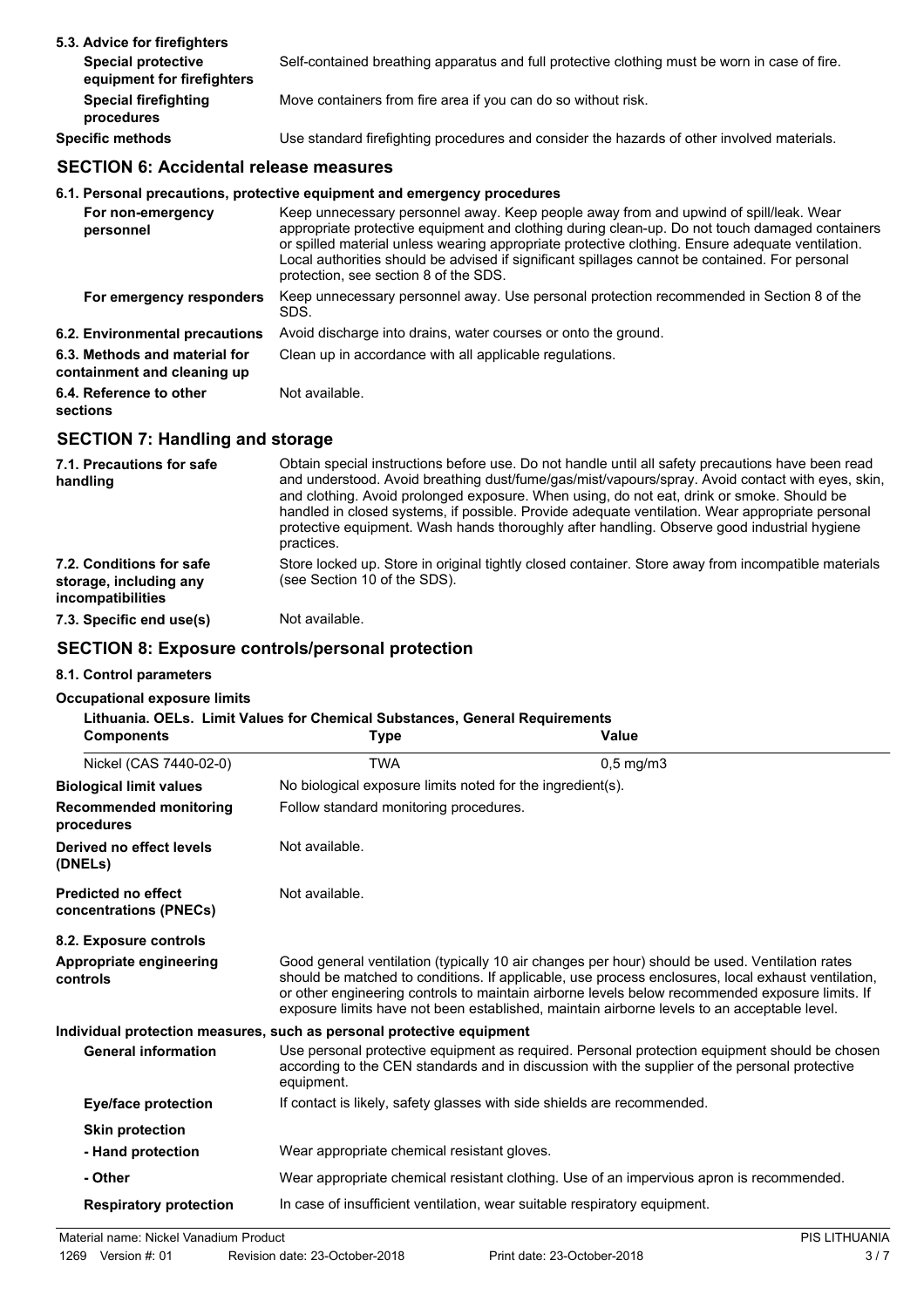**5.3. Advice for firefighters**

| | |
|---|---|
| **Special protective equipment for firefighters** | Self-contained breathing apparatus and full protective clothing must be worn in case of fire. |
| **Special firefighting procedures** | Move containers from fire area if you can do so without risk. |
| **Specific methods** | Use standard firefighting procedures and consider the hazards of other involved materials. |

## SECTION 6: Accidental release measures

**6.1. Personal precautions, protective equipment and emergency procedures**

| | |
|---|---|
| **For non-emergency personnel** | Keep unnecessary personnel away. Keep people away from and upwind of spill/leak. Wear appropriate protective equipment and clothing during clean-up. Do not touch damaged containers or spilled material unless wearing appropriate protective clothing. Ensure adequate ventilation. Local authorities should be advised if significant spillages cannot be contained. For personal protection, see section 8 of the SDS. |
| **For emergency responders** | Keep unnecessary personnel away. Use personal protection recommended in Section 8 of the SDS. |
| **6.2. Environmental precautions** | Avoid discharge into drains, water courses or onto the ground. |
| **6.3. Methods and material for containment and cleaning up** | Clean up in accordance with all applicable regulations. |
| **6.4. Reference to other sections** | Not available. |

## SECTION 7: Handling and storage

| | |
|---|---|
| **7.1. Precautions for safe handling** | Obtain special instructions before use. Do not handle until all safety precautions have been read and understood. Avoid breathing dust/fume/gas/mist/vapours/spray. Avoid contact with eyes, skin, and clothing. Avoid prolonged exposure. When using, do not eat, drink or smoke. Should be handled in closed systems, if possible. Provide adequate ventilation. Wear appropriate personal protective equipment. Wash hands thoroughly after handling. Observe good industrial hygiene practices. |
| **7.2. Conditions for safe storage, including any incompatibilities** | Store locked up. Store in original tightly closed container. Store away from incompatible materials (see Section 10 of the SDS). |
| **7.3. Specific end use(s)** | Not available. |

## SECTION 8: Exposure controls/personal protection

**8.1. Control parameters**

**Occupational exposure limits**

**Lithuania. OELs. Limit Values for Chemical Substances, General Requirements**

| Components | Type | Value |
|---|---|---|
| Nickel (CAS 7440-02-0) | TWA | 0,5 mg/m3 |

| | |
|---|---|
| **Biological limit values** | No biological exposure limits noted for the ingredient(s). |
| **Recommended monitoring procedures** | Follow standard monitoring procedures. |
| **Derived no effect levels (DNELs)** | Not available. |
| **Predicted no effect concentrations (PNECs)** | Not available. |

**8.2. Exposure controls**

| | |
|---|---|
| **Appropriate engineering controls** | Good general ventilation (typically 10 air changes per hour) should be used. Ventilation rates should be matched to conditions. If applicable, use process enclosures, local exhaust ventilation, or other engineering controls to maintain airborne levels below recommended exposure limits. If exposure limits have not been established, maintain airborne levels to an acceptable level. |

**Individual protection measures, such as personal protective equipment**

| | |
|---|---|
| **General information** | Use personal protective equipment as required. Personal protection equipment should be chosen according to the CEN standards and in discussion with the supplier of the personal protective equipment. |
| **Eye/face protection** | If contact is likely, safety glasses with side shields are recommended. |
| **Skin protection** | |
| **- Hand protection** | Wear appropriate chemical resistant gloves. |
| **- Other** | Wear appropriate chemical resistant clothing. Use of an impervious apron is recommended. |
| **Respiratory protection** | In case of insufficient ventilation, wear suitable respiratory equipment. |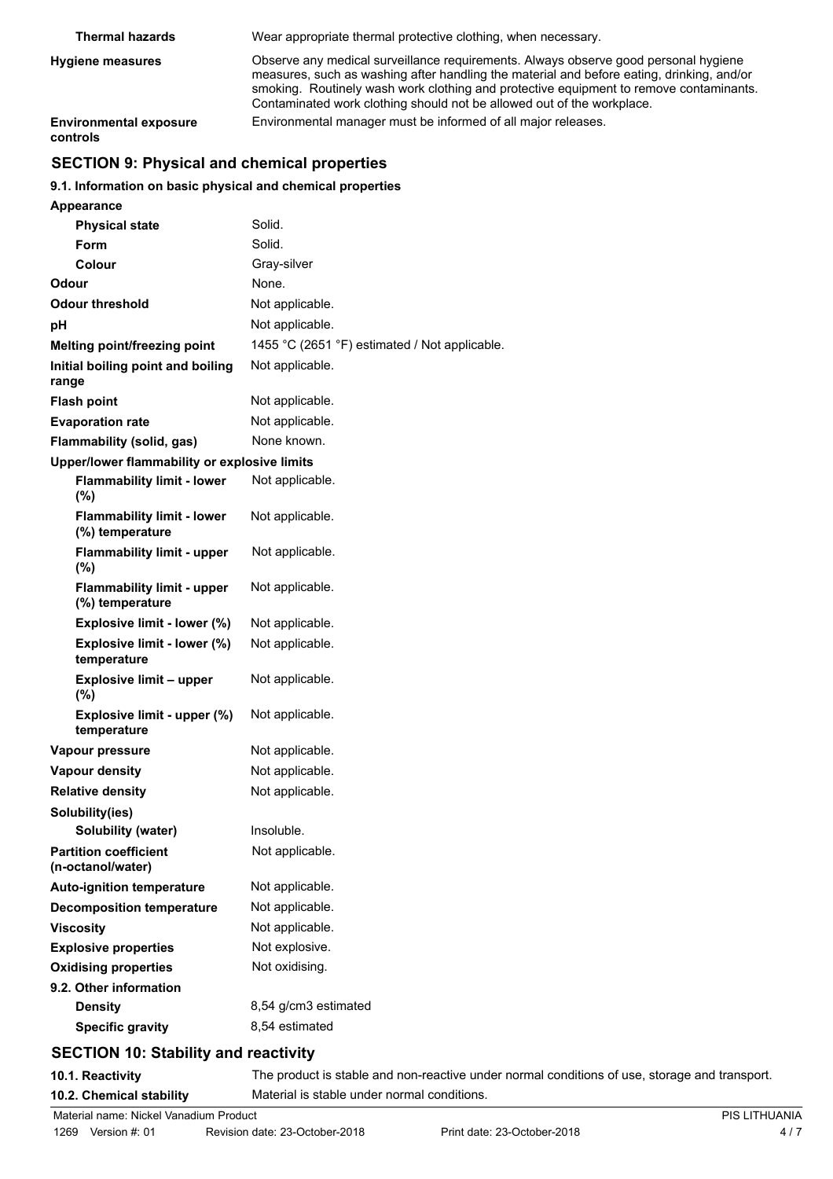| | |
|---|---|
| **Thermal hazards** | Wear appropriate thermal protective clothing, when necessary. |
| **Hygiene measures** | Observe any medical surveillance requirements. Always observe good personal hygiene measures, such as washing after handling the material and before eating, drinking, and/or smoking. Routinely wash work clothing and protective equipment to remove contaminants. Contaminated work clothing should not be allowed out of the workplace. |
| **Environmental exposure controls** | Environmental manager must be informed of all major releases. |

## SECTION 9: Physical and chemical properties

### 9.1. Information on basic physical and chemical properties

| | |
|---|---|
| **Appearance** | |
| **Physical state** | Solid. |
| **Form** | Solid. |
| **Colour** | Gray-silver |
| **Odour** | None. |
| **Odour threshold** | Not applicable. |
| **pH** | Not applicable. |
| **Melting point/freezing point** | 1455 °C (2651 °F) estimated / Not applicable. |
| **Initial boiling point and boiling range** | Not applicable. |
| **Flash point** | Not applicable. |
| **Evaporation rate** | Not applicable. |
| **Flammability (solid, gas)** | None known. |
| **Upper/lower flammability or explosive limits** | |
| **Flammability limit - lower (%)** | Not applicable. |
| **Flammability limit - lower (%) temperature** | Not applicable. |
| **Flammability limit - upper (%)** | Not applicable. |
| **Flammability limit - upper (%) temperature** | Not applicable. |
| **Explosive limit - lower (%)** | Not applicable. |
| **Explosive limit - lower (%) temperature** | Not applicable. |
| **Explosive limit – upper (%)** | Not applicable. |
| **Explosive limit - upper (%) temperature** | Not applicable. |
| **Vapour pressure** | Not applicable. |
| **Vapour density** | Not applicable. |
| **Relative density** | Not applicable. |
| **Solubility(ies)** | |
| **Solubility (water)** | Insoluble. |
| **Partition coefficient (n-octanol/water)** | Not applicable. |
| **Auto-ignition temperature** | Not applicable. |
| **Decomposition temperature** | Not applicable. |
| **Viscosity** | Not applicable. |
| **Explosive properties** | Not explosive. |
| **Oxidising properties** | Not oxidising. |
| **9.2. Other information** | |
| **Density** | 8,54 g/cm3 estimated |
| **Specific gravity** | 8,54 estimated |

## SECTION 10: Stability and reactivity

| | |
|---|---|
| **10.1. Reactivity** | The product is stable and non-reactive under normal conditions of use, storage and transport. |
| **10.2. Chemical stability** | Material is stable under normal conditions. |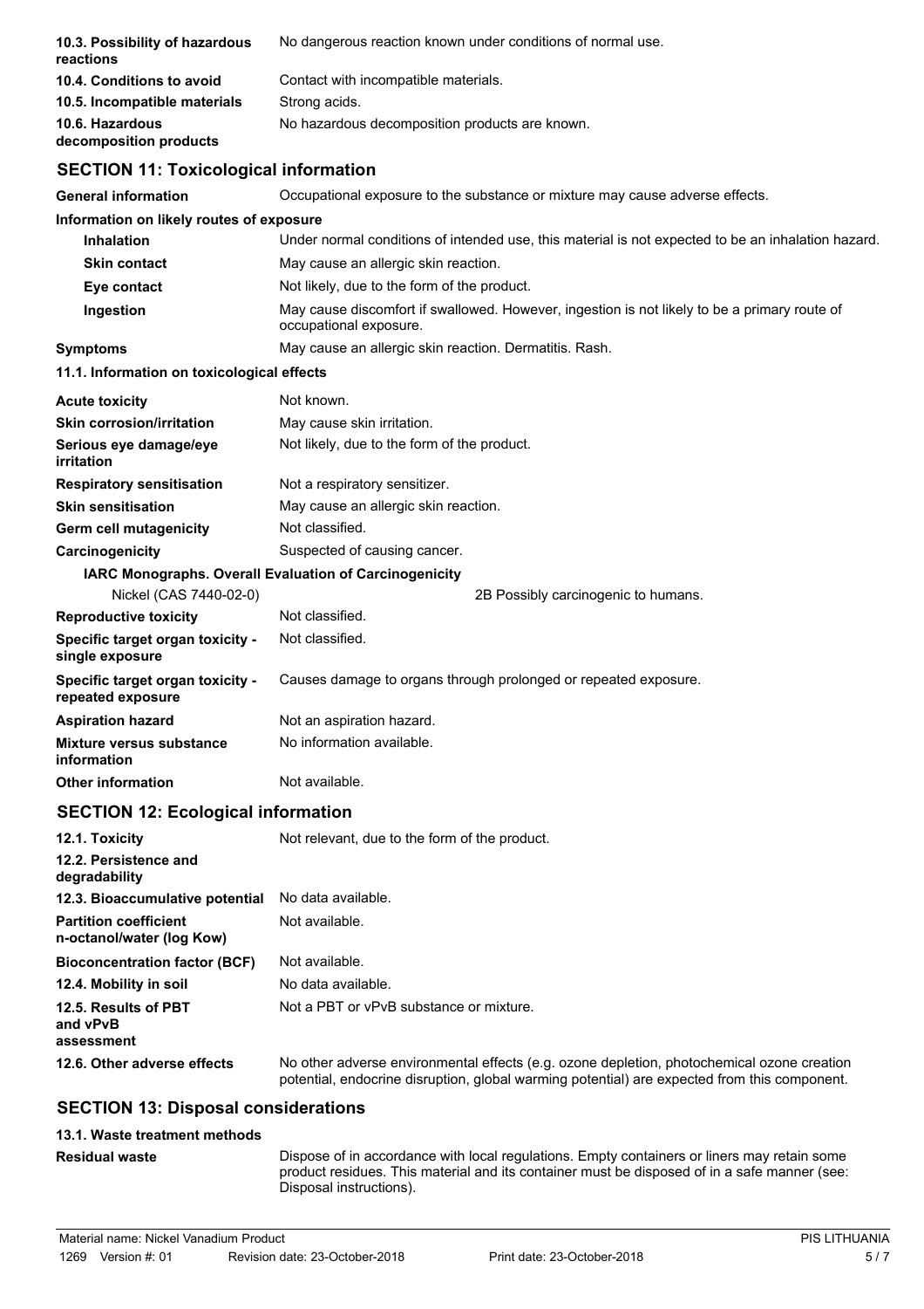| | |
|---|---|
| **10.3. Possibility of hazardous reactions** | No dangerous reaction known under conditions of normal use. |
| **10.4. Conditions to avoid** | Contact with incompatible materials. |
| **10.5. Incompatible materials** | Strong acids. |
| **10.6. Hazardous decomposition products** | No hazardous decomposition products are known. |

## SECTION 11: Toxicological information

| | |
|---|---|
| **General information** | Occupational exposure to the substance or mixture may cause adverse effects. |

**Information on likely routes of exposure**

| | |
|---|---|
| **Inhalation** | Under normal conditions of intended use, this material is not expected to be an inhalation hazard. |
| **Skin contact** | May cause an allergic skin reaction. |
| **Eye contact** | Not likely, due to the form of the product. |
| **Ingestion** | May cause discomfort if swallowed. However, ingestion is not likely to be a primary route of occupational exposure. |
| **Symptoms** | May cause an allergic skin reaction. Dermatitis. Rash. |

**11.1. Information on toxicological effects**

| | |
|---|---|
| **Acute toxicity** | Not known. |
| **Skin corrosion/irritation** | May cause skin irritation. |
| **Serious eye damage/eye irritation** | Not likely, due to the form of the product. |
| **Respiratory sensitisation** | Not a respiratory sensitizer. |
| **Skin sensitisation** | May cause an allergic skin reaction. |
| **Germ cell mutagenicity** | Not classified. |
| **Carcinogenicity** | Suspected of causing cancer. |

**IARC Monographs. Overall Evaluation of Carcinogenicity**

| | |
|---|---|
| Nickel (CAS 7440-02-0) | 2B Possibly carcinogenic to humans. |

| | |
|---|---|
| **Reproductive toxicity** | Not classified. |
| **Specific target organ toxicity - single exposure** | Not classified. |
| **Specific target organ toxicity - repeated exposure** | Causes damage to organs through prolonged or repeated exposure. |
| **Aspiration hazard** | Not an aspiration hazard. |
| **Mixture versus substance information** | No information available. |
| **Other information** | Not available. |

## SECTION 12: Ecological information

| | |
|---|---|
| **12.1. Toxicity** | Not relevant, due to the form of the product. |
| **12.2. Persistence and degradability** | |
| **12.3. Bioaccumulative potential** | No data available. |
| **Partition coefficient n-octanol/water (log Kow)** | Not available. |
| **Bioconcentration factor (BCF)** | Not available. |
| **12.4. Mobility in soil** | No data available. |
| **12.5. Results of PBT and vPvB assessment** | Not a PBT or vPvB substance or mixture. |
| **12.6. Other adverse effects** | No other adverse environmental effects (e.g. ozone depletion, photochemical ozone creation potential, endocrine disruption, global warming potential) are expected from this component. |

## SECTION 13: Disposal considerations

**13.1. Waste treatment methods**

| | |
|---|---|
| **Residual waste** | Dispose of in accordance with local regulations. Empty containers or liners may retain some product residues. This material and its container must be disposed of in a safe manner (see: Disposal instructions). |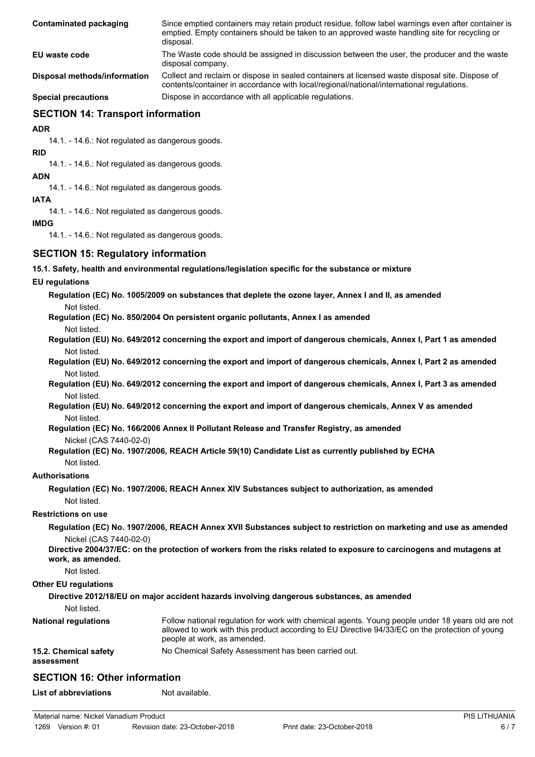| | |
|---|---|
| **Contaminated packaging** | Since emptied containers may retain product residue, follow label warnings even after container is emptied. Empty containers should be taken to an approved waste handling site for recycling or disposal. |
| **EU waste code** | The Waste code should be assigned in discussion between the user, the producer and the waste disposal company. |
| **Disposal methods/information** | Collect and reclaim or dispose in sealed containers at licensed waste disposal site. Dispose of contents/container in accordance with local/regional/national/international regulations. |
| **Special precautions** | Dispose in accordance with all applicable regulations. |

## SECTION 14: Transport information

**ADR**

14.1. - 14.6.: Not regulated as dangerous goods.

**RID**

14.1. - 14.6.: Not regulated as dangerous goods.

**ADN**

14.1. - 14.6.: Not regulated as dangerous goods.

**IATA**

14.1. - 14.6.: Not regulated as dangerous goods.

**IMDG**

14.1. - 14.6.: Not regulated as dangerous goods.

## SECTION 15: Regulatory information

**15.1. Safety, health and environmental regulations/legislation specific for the substance or mixture**

**EU regulations**

**Regulation (EC) No. 1005/2009 on substances that deplete the ozone layer, Annex I and II, as amended**

Not listed.

**Regulation (EC) No. 850/2004 On persistent organic pollutants, Annex I as amended**

Not listed.

**Regulation (EU) No. 649/2012 concerning the export and import of dangerous chemicals, Annex I, Part 1 as amended**

Not listed.

**Regulation (EU) No. 649/2012 concerning the export and import of dangerous chemicals, Annex I, Part 2 as amended**

Not listed.

**Regulation (EU) No. 649/2012 concerning the export and import of dangerous chemicals, Annex I, Part 3 as amended**

Not listed.

**Regulation (EU) No. 649/2012 concerning the export and import of dangerous chemicals, Annex V as amended**

Not listed.

**Regulation (EC) No. 166/2006 Annex II Pollutant Release and Transfer Registry, as amended**

Nickel (CAS 7440-02-0)

**Regulation (EC) No. 1907/2006, REACH Article 59(10) Candidate List as currently published by ECHA**

Not listed.

**Authorisations**

**Regulation (EC) No. 1907/2006, REACH Annex XIV Substances subject to authorization, as amended**

Not listed.

**Restrictions on use**

**Regulation (EC) No. 1907/2006, REACH Annex XVII Substances subject to restriction on marketing and use as amended**

Nickel (CAS 7440-02-0)

**Directive 2004/37/EC: on the protection of workers from the risks related to exposure to carcinogens and mutagens at work, as amended.**

Not listed.

**Other EU regulations**

**Directive 2012/18/EU on major accident hazards involving dangerous substances, as amended**

Not listed.

| | |
|---|---|
| **National regulations** | Follow national regulation for work with chemical agents. Young people under 18 years old are not allowed to work with this product according to EU Directive 94/33/EC on the protection of young people at work, as amended. |
| **15.2. Chemical safety assessment** | No Chemical Safety Assessment has been carried out. |

## SECTION 16: Other information

| | |
|---|---|
| **List of abbreviations** | Not available. |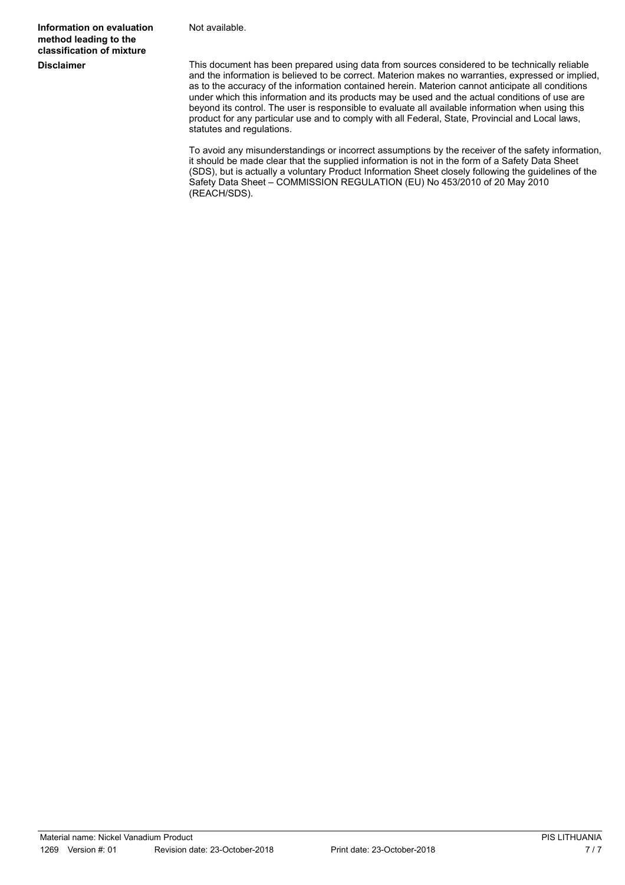**Information on evaluation method leading to the classification of mixture**

Not available.

**Disclaimer**

This document has been prepared using data from sources considered to be technically reliable and the information is believed to be correct. Materion makes no warranties, expressed or implied, as to the accuracy of the information contained herein. Materion cannot anticipate all conditions under which this information and its products may be used and the actual conditions of use are beyond its control. The user is responsible to evaluate all available information when using this product for any particular use and to comply with all Federal, State, Provincial and Local laws, statutes and regulations.

To avoid any misunderstandings or incorrect assumptions by the receiver of the safety information, it should be made clear that the supplied information is not in the form of a Safety Data Sheet (SDS), but is actually a voluntary Product Information Sheet closely following the guidelines of the Safety Data Sheet – COMMISSION REGULATION (EU) No 453/2010 of 20 May 2010 (REACH/SDS).